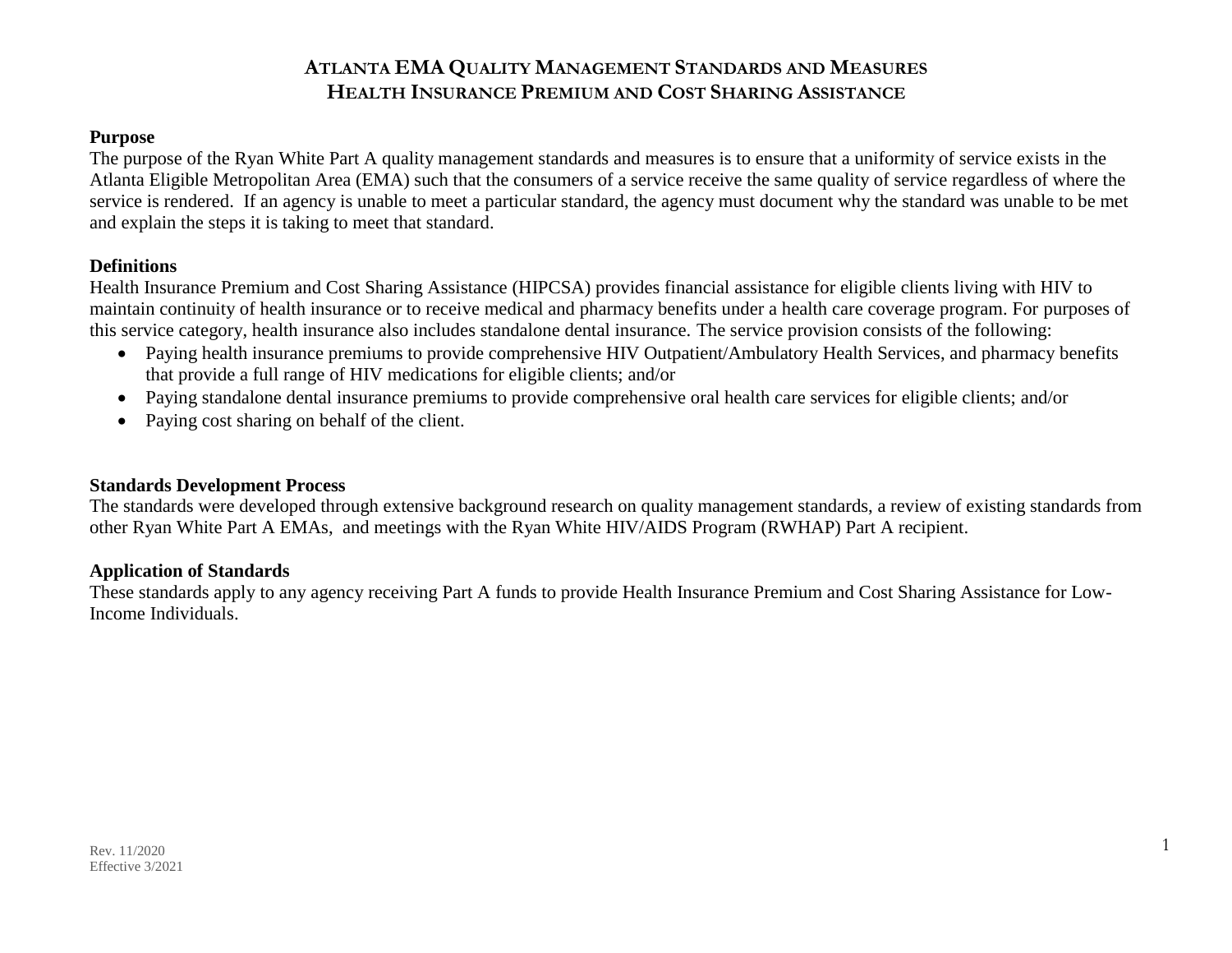# ATLANTA EMA QUALITY MANAGEMENT STANDARDS AND MEASURES
# HEALTH INSURANCE PREMIUM AND COST SHARING ASSISTANCE

**Purpose**

The purpose of the Ryan White Part A quality management standards and measures is to ensure that a uniformity of service exists in the Atlanta Eligible Metropolitan Area (EMA) such that the consumers of a service receive the same quality of service regardless of where the service is rendered. If an agency is unable to meet a particular standard, the agency must document why the standard was unable to be met and explain the steps it is taking to meet that standard.

**Definitions**

Health Insurance Premium and Cost Sharing Assistance (HIPCSA) provides financial assistance for eligible clients living with HIV to maintain continuity of health insurance or to receive medical and pharmacy benefits under a health care coverage program. For purposes of this service category, health insurance also includes standalone dental insurance. The service provision consists of the following:

- Paying health insurance premiums to provide comprehensive HIV Outpatient/Ambulatory Health Services, and pharmacy benefits that provide a full range of HIV medications for eligible clients; and/or
- Paying standalone dental insurance premiums to provide comprehensive oral health care services for eligible clients; and/or
- Paying cost sharing on behalf of the client.

**Standards Development Process**

The standards were developed through extensive background research on quality management standards, a review of existing standards from other Ryan White Part A EMAs, and meetings with the Ryan White HIV/AIDS Program (RWHAP) Part A recipient.

**Application of Standards**

These standards apply to any agency receiving Part A funds to provide Health Insurance Premium and Cost Sharing Assistance for Low-Income Individuals.

Rev. 11/2020
Effective 3/2021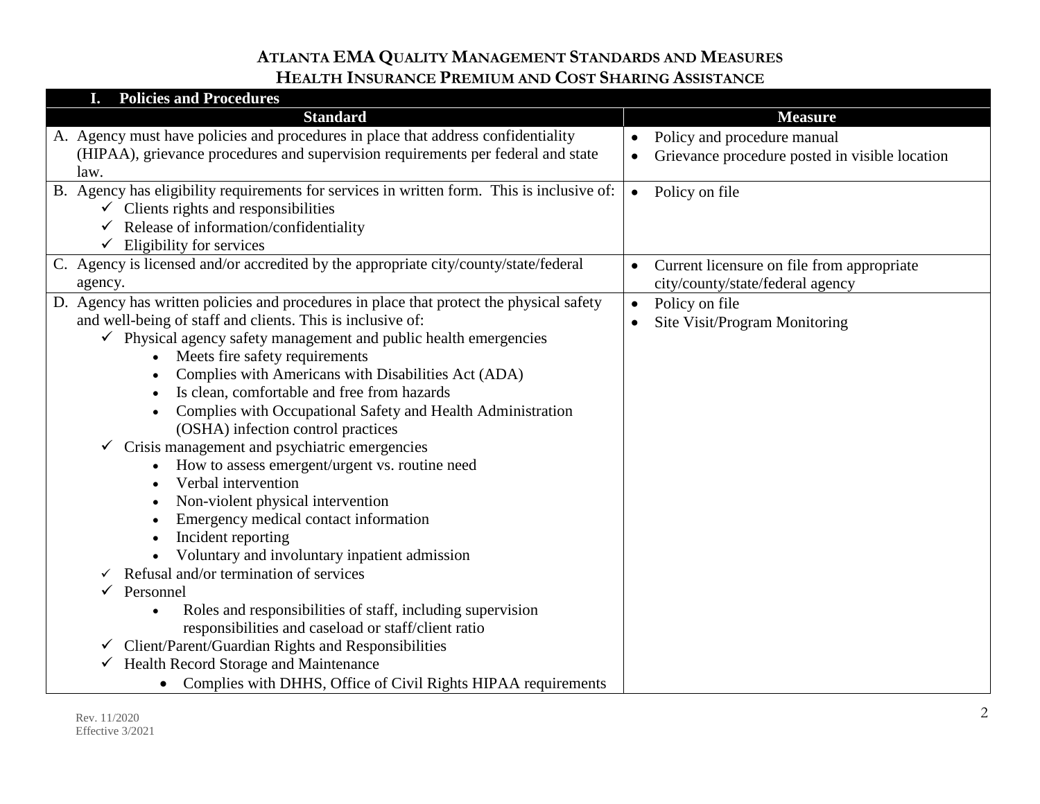# ATLANTA EMA QUALITY MANAGEMENT STANDARDS AND MEASURES
## HEALTH INSURANCE PREMIUM AND COST SHARING ASSISTANCE

| I. Policies and Procedures | |
|---|---|
| **Standard** | **Measure** |
| A. Agency must have policies and procedures in place that address confidentiality (HIPAA), grievance procedures and supervision requirements per federal and state law. | • Policy and procedure manual<br>• Grievance procedure posted in visible location |
| B. Agency has eligibility requirements for services in written form. This is inclusive of:<br>✓ Clients rights and responsibilities<br>✓ Release of information/confidentiality<br>✓ Eligibility for services | • Policy on file |
| C. Agency is licensed and/or accredited by the appropriate city/county/state/federal agency. | • Current licensure on file from appropriate city/county/state/federal agency |
| D. Agency has written policies and procedures in place that protect the physical safety and well-being of staff and clients. This is inclusive of:<br>✓ Physical agency safety management and public health emergencies<br>• Meets fire safety requirements<br>• Complies with Americans with Disabilities Act (ADA)<br>• Is clean, comfortable and free from hazards<br>• Complies with Occupational Safety and Health Administration (OSHA) infection control practices<br>✓ Crisis management and psychiatric emergencies<br>• How to assess emergent/urgent vs. routine need<br>• Verbal intervention<br>• Non-violent physical intervention<br>• Emergency medical contact information<br>• Incident reporting<br>• Voluntary and involuntary inpatient admission<br>✓ Refusal and/or termination of services<br>✓ Personnel<br>• Roles and responsibilities of staff, including supervision responsibilities and caseload or staff/client ratio<br>✓ Client/Parent/Guardian Rights and Responsibilities<br>✓ Health Record Storage and Maintenance<br>• Complies with DHHS, Office of Civil Rights HIPAA requirements | • Policy on file<br>• Site Visit/Program Monitoring |

Rev. 11/2020
Effective 3/2021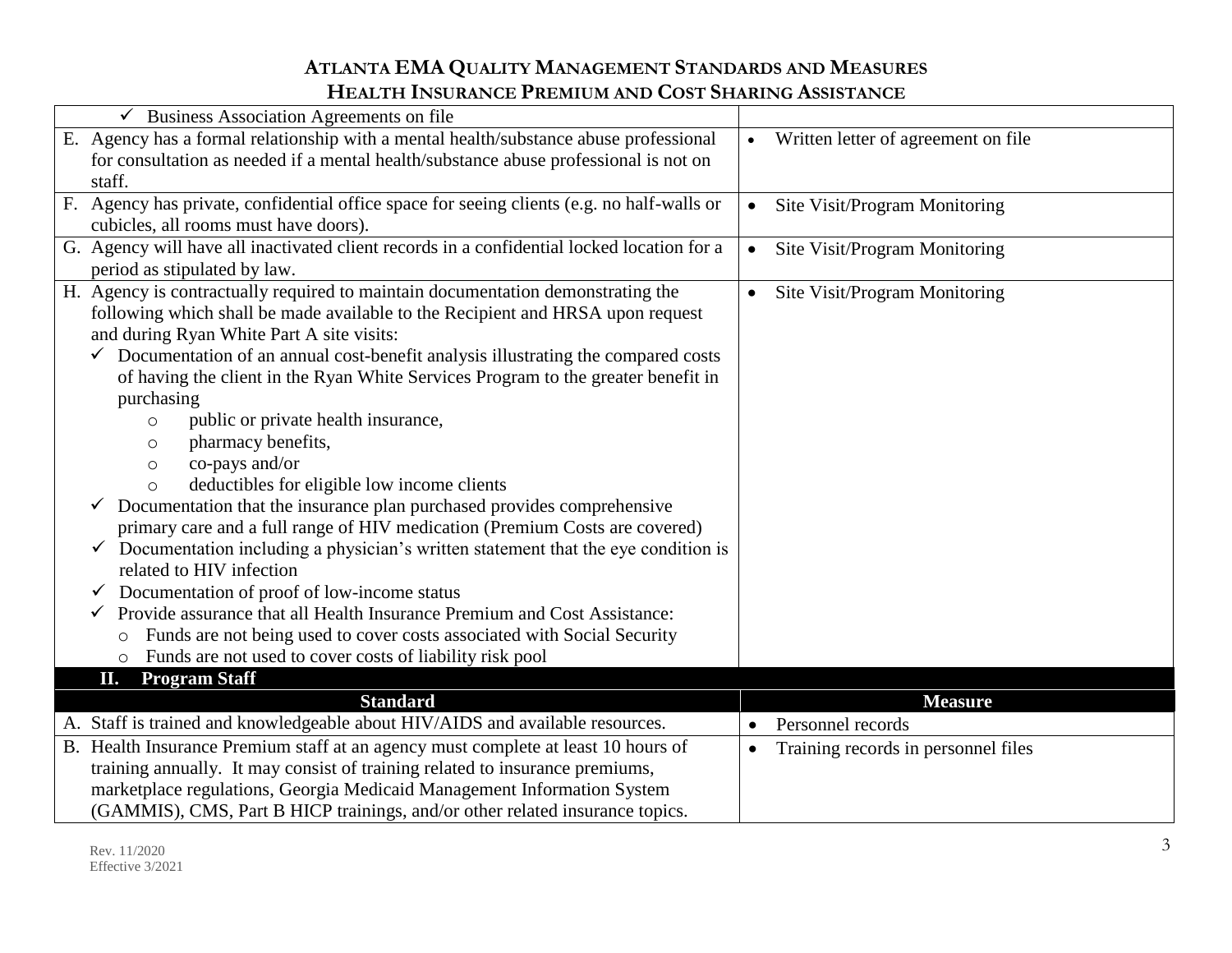| Standard | Measure |
|---|---|
| ✓ Business Association Agreements on file | |
| E. Agency has a formal relationship with a mental health/substance abuse professional for consultation as needed if a mental health/substance abuse professional is not on staff. | • Written letter of agreement on file |
| F. Agency has private, confidential office space for seeing clients (e.g. no half-walls or cubicles, all rooms must have doors). | • Site Visit/Program Monitoring |
| G. Agency will have all inactivated client records in a confidential locked location for a period as stipulated by law. | • Site Visit/Program Monitoring |
| H. Agency is contractually required to maintain documentation demonstrating the following which shall be made available to the Recipient and HRSA upon request and during Ryan White Part A site visits:<br>✓ Documentation of an annual cost-benefit analysis illustrating the compared costs of having the client in the Ryan White Services Program to the greater benefit in purchasing<br>o public or private health insurance,<br>o pharmacy benefits,<br>o co-pays and/or<br>o deductibles for eligible low income clients<br>✓ Documentation that the insurance plan purchased provides comprehensive primary care and a full range of HIV medication (Premium Costs are covered)<br>✓ Documentation including a physician's written statement that the eye condition is related to HIV infection<br>✓ Documentation of proof of low-income status<br>✓ Provide assurance that all Health Insurance Premium and Cost Assistance:<br>o Funds are not being used to cover costs associated with Social Security<br>o Funds are not used to cover costs of liability risk pool | • Site Visit/Program Monitoring |

**II. Program Staff**

| Standard | Measure |
|---|---|
| A. Staff is trained and knowledgeable about HIV/AIDS and available resources. | • Personnel records |
| B. Health Insurance Premium staff at an agency must complete at least 10 hours of training annually. It may consist of training related to insurance premiums, marketplace regulations, Georgia Medicaid Management Information System (GAMMIS), CMS, Part B HICP trainings, and/or other related insurance topics. | • Training records in personnel files |

Rev. 11/2020
Effective 3/2021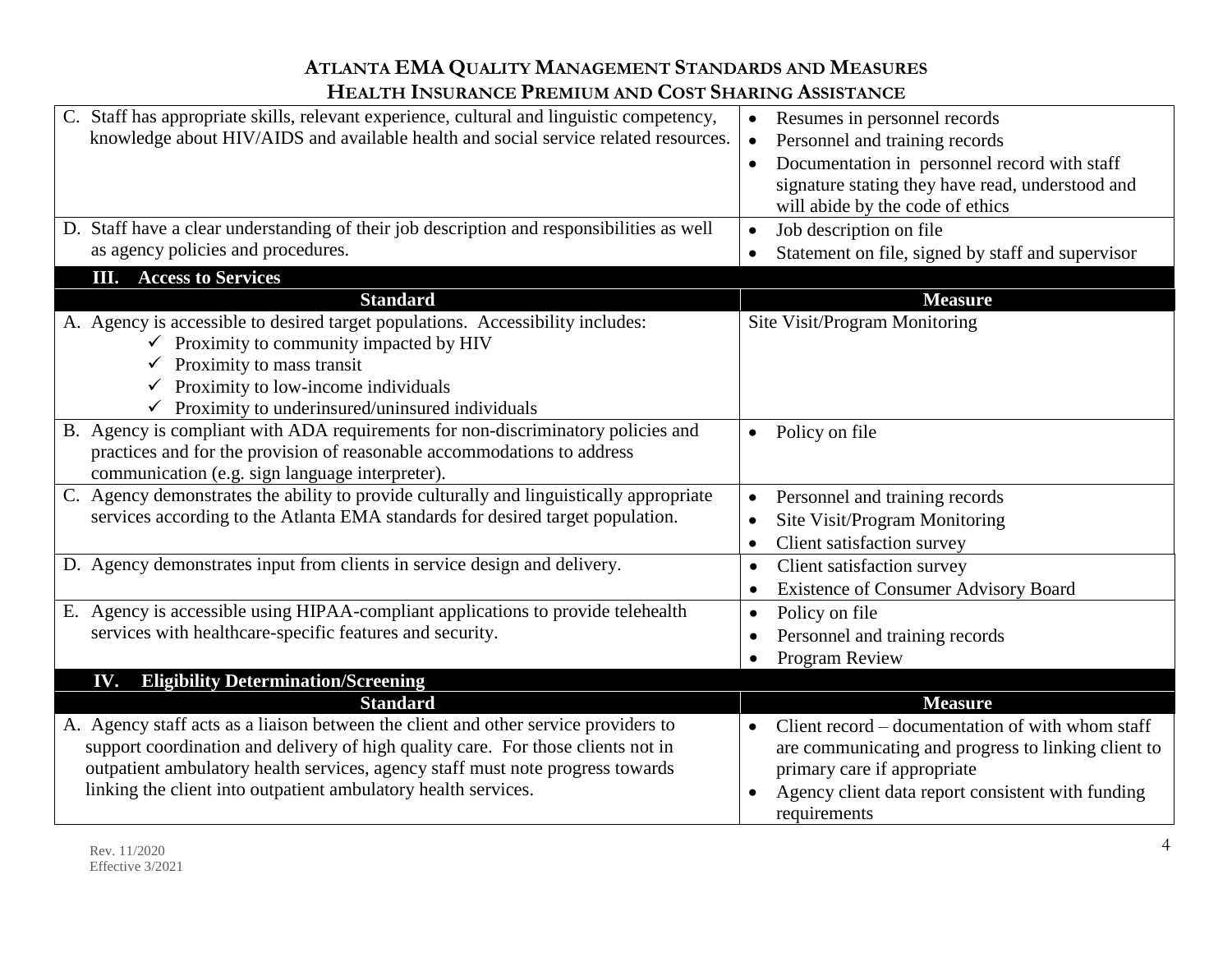# ATLANTA EMA QUALITY MANAGEMENT STANDARDS AND MEASURES
## HEALTH INSURANCE PREMIUM AND COST SHARING ASSISTANCE

| Standard | Measure |
|---|---|
| C. Staff has appropriate skills, relevant experience, cultural and linguistic competency, knowledge about HIV/AIDS and available health and social service related resources. | • Resumes in personnel records<br>• Personnel and training records<br>• Documentation in personnel record with staff signature stating they have read, understood and will abide by the code of ethics |
| D. Staff have a clear understanding of their job description and responsibilities as well as agency policies and procedures. | • Job description on file<br>• Statement on file, signed by staff and supervisor |

### III. Access to Services

| Standard | Measure |
|---|---|
| A. Agency is accessible to desired target populations. Accessibility includes:<br>✓ Proximity to community impacted by HIV<br>✓ Proximity to mass transit<br>✓ Proximity to low-income individuals<br>✓ Proximity to underinsured/uninsured individuals | Site Visit/Program Monitoring |
| B. Agency is compliant with ADA requirements for non-discriminatory policies and practices and for the provision of reasonable accommodations to address communication (e.g. sign language interpreter). | • Policy on file |
| C. Agency demonstrates the ability to provide culturally and linguistically appropriate services according to the Atlanta EMA standards for desired target population. | • Personnel and training records<br>• Site Visit/Program Monitoring<br>• Client satisfaction survey |
| D. Agency demonstrates input from clients in service design and delivery. | • Client satisfaction survey<br>• Existence of Consumer Advisory Board |
| E. Agency is accessible using HIPAA-compliant applications to provide telehealth services with healthcare-specific features and security. | • Policy on file<br>• Personnel and training records<br>• Program Review |

### IV. Eligibility Determination/Screening

| Standard | Measure |
|---|---|
| A. Agency staff acts as a liaison between the client and other service providers to support coordination and delivery of high quality care. For those clients not in outpatient ambulatory health services, agency staff must note progress towards linking the client into outpatient ambulatory health services. | • Client record – documentation of with whom staff are communicating and progress to linking client to primary care if appropriate<br>• Agency client data report consistent with funding requirements |

Rev. 11/2020
Effective 3/2021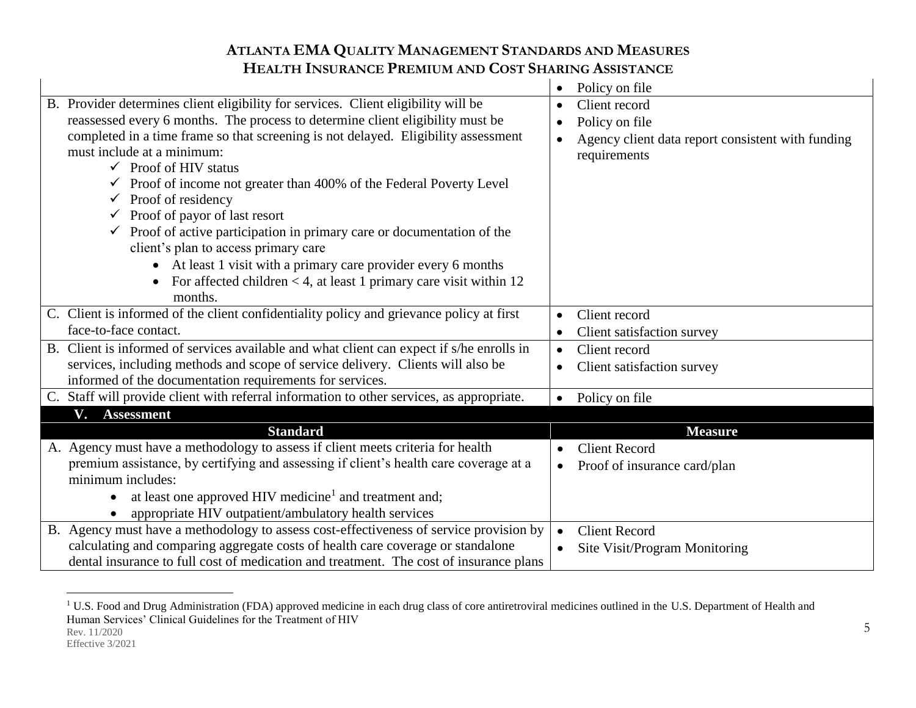| | |
|---|---|
| | • Policy on file |
| B. Provider determines client eligibility for services. Client eligibility will be reassessed every 6 months. The process to determine client eligibility must be completed in a time frame so that screening is not delayed. Eligibility assessment must include at a minimum:<br>✓ Proof of HIV status<br>✓ Proof of income not greater than 400% of the Federal Poverty Level<br>✓ Proof of residency<br>✓ Proof of payor of last resort<br>✓ Proof of active participation in primary care or documentation of the client's plan to access primary care<br>• At least 1 visit with a primary care provider every 6 months<br>• For affected children < 4, at least 1 primary care visit within 12 months. | • Client record<br>• Policy on file<br>• Agency client data report consistent with funding requirements |
| C. Client is informed of the client confidentiality policy and grievance policy at first face-to-face contact. | • Client record<br>• Client satisfaction survey |
| B. Client is informed of services available and what client can expect if s/he enrolls in services, including methods and scope of service delivery. Clients will also be informed of the documentation requirements for services. | • Client record<br>• Client satisfaction survey |
| C. Staff will provide client with referral information to other services, as appropriate. | • Policy on file |

## V. Assessment

| Standard | Measure |
|---|---|
| A. Agency must have a methodology to assess if client meets criteria for health premium assistance, by certifying and assessing if client's health care coverage at a minimum includes:<br>• at least one approved HIV medicine[1] and treatment and;<br>• appropriate HIV outpatient/ambulatory health services | • Client Record<br>• Proof of insurance card/plan |
| B. Agency must have a methodology to assess cost-effectiveness of service provision by calculating and comparing aggregate costs of health care coverage or standalone dental insurance to full cost of medication and treatment. The cost of insurance plans | • Client Record<br>• Site Visit/Program Monitoring |

[1] U.S. Food and Drug Administration (FDA) approved medicine in each drug class of core antiretroviral medicines outlined in the U.S. Department of Health and Human Services' Clinical Guidelines for the Treatment of HIV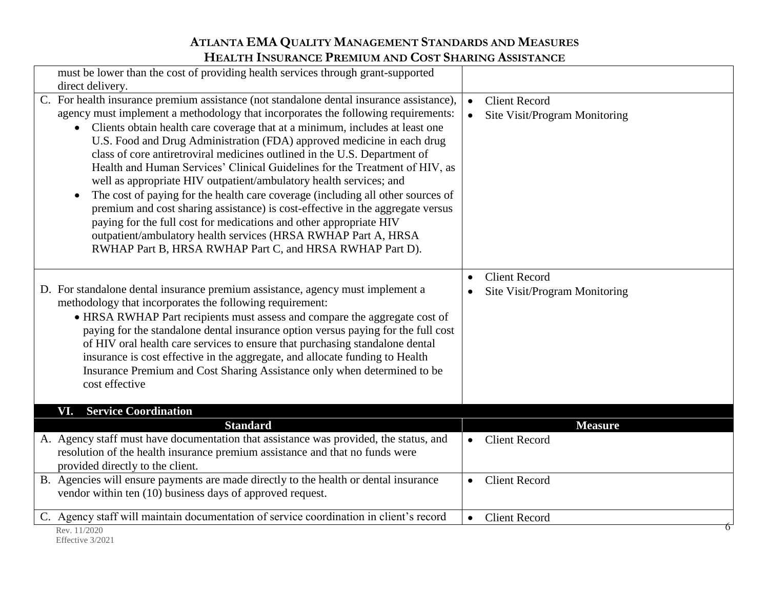| Standard | Measure |
|---|---|
| must be lower than the cost of providing health services through grant-supported direct delivery. | |
| C. For health insurance premium assistance (not standalone dental insurance assistance), agency must implement a methodology that incorporates the following requirements:<br>• Clients obtain health care coverage that at a minimum, includes at least one U.S. Food and Drug Administration (FDA) approved medicine in each drug class of core antiretroviral medicines outlined in the U.S. Department of Health and Human Services' Clinical Guidelines for the Treatment of HIV, as well as appropriate HIV outpatient/ambulatory health services; and<br>• The cost of paying for the health care coverage (including all other sources of premium and cost sharing assistance) is cost-effective in the aggregate versus paying for the full cost for medications and other appropriate HIV outpatient/ambulatory health services (HRSA RWHAP Part A, HRSA RWHAP Part B, HRSA RWHAP Part C, and HRSA RWHAP Part D). | • Client Record<br>• Site Visit/Program Monitoring |
| D. For standalone dental insurance premium assistance, agency must implement a methodology that incorporates the following requirement:<br>• HRSA RWHAP Part recipients must assess and compare the aggregate cost of paying for the standalone dental insurance option versus paying for the full cost of HIV oral health care services to ensure that purchasing standalone dental insurance is cost effective in the aggregate, and allocate funding to Health Insurance Premium and Cost Sharing Assistance only when determined to be cost effective | • Client Record<br>• Site Visit/Program Monitoring |

## VI. Service Coordination

| Standard | Measure |
|---|---|
| A. Agency staff must have documentation that assistance was provided, the status, and resolution of the health insurance premium assistance and that no funds were provided directly to the client. | • Client Record |
| B. Agencies will ensure payments are made directly to the health or dental insurance vendor within ten (10) business days of approved request. | • Client Record |
| C. Agency staff will maintain documentation of service coordination in client's record | • Client Record |

Rev. 11/2020
Effective 3/2021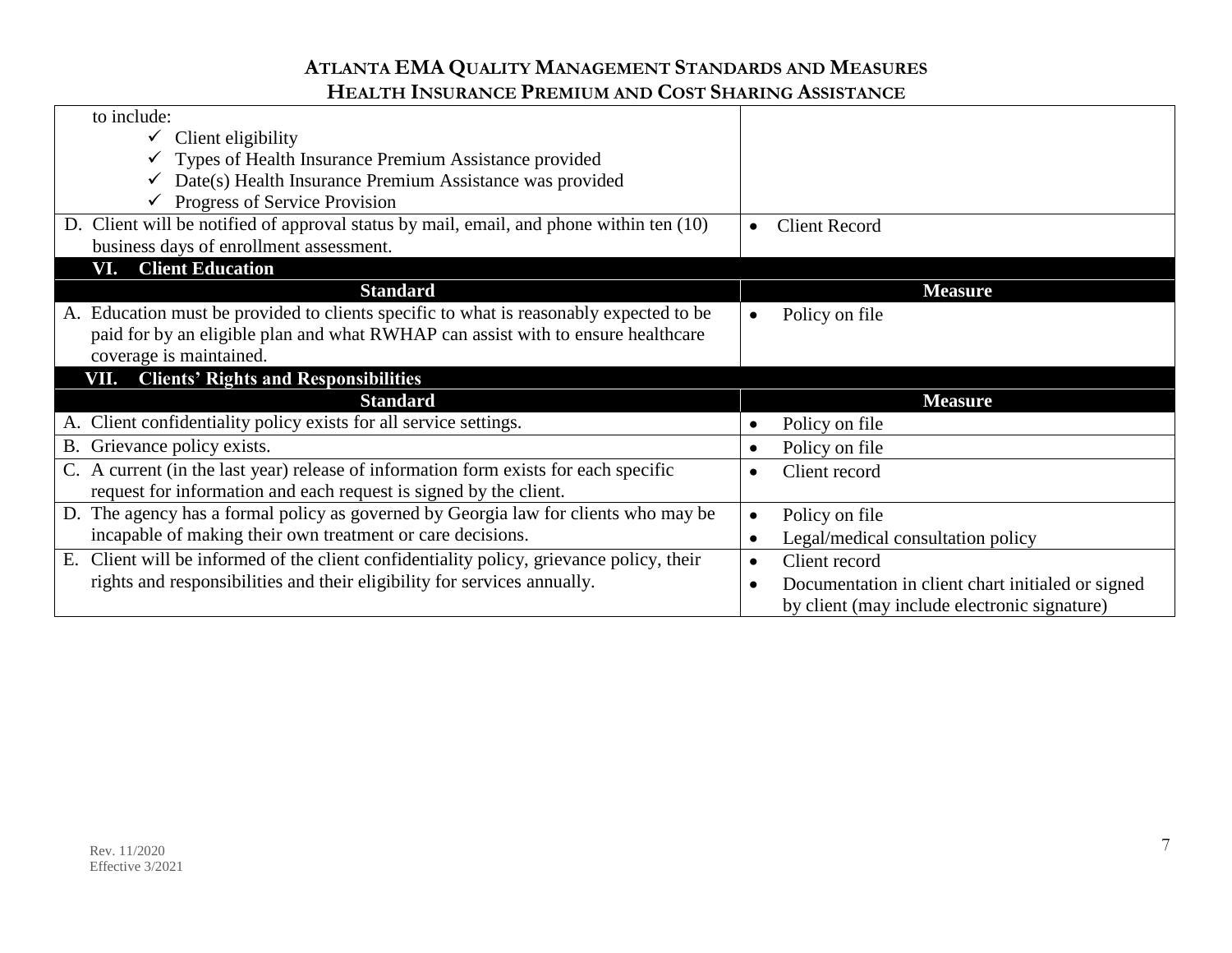| | |
|---|---|
| to include:<br>✓ Client eligibility<br>✓ Types of Health Insurance Premium Assistance provided<br>✓ Date(s) Health Insurance Premium Assistance was provided<br>✓ Progress of Service Provision | |
| D. Client will be notified of approval status by mail, email, and phone within ten (10) business days of enrollment assessment. | • Client Record |

**VI. Client Education**

| Standard | Measure |
|---|---|
| A. Education must be provided to clients specific to what is reasonably expected to be paid for by an eligible plan and what RWHAP can assist with to ensure healthcare coverage is maintained. | • Policy on file |

**VII. Clients' Rights and Responsibilities**

| Standard | Measure |
|---|---|
| A. Client confidentiality policy exists for all service settings. | • Policy on file |
| B. Grievance policy exists. | • Policy on file |
| C. A current (in the last year) release of information form exists for each specific request for information and each request is signed by the client. | • Client record |
| D. The agency has a formal policy as governed by Georgia law for clients who may be incapable of making their own treatment or care decisions. | • Policy on file<br>• Legal/medical consultation policy |
| E. Client will be informed of the client confidentiality policy, grievance policy, their rights and responsibilities and their eligibility for services annually. | • Client record<br>• Documentation in client chart initialed or signed by client (may include electronic signature) |